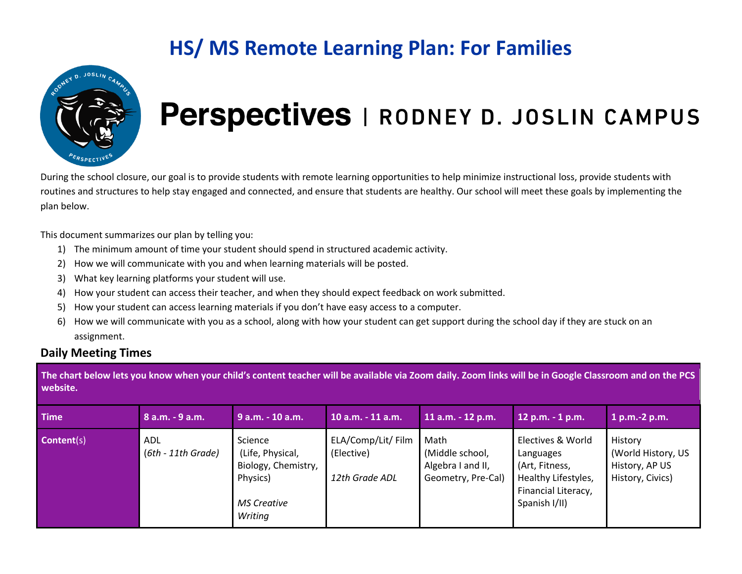# HS/ MS Remote Learning Plan: For Families

**Perspectives** | RODNEY D. JOSLIN CAMPUS

During the school closure, our goal is to provide students with remote learning opportunities to help minimize instructional loss, provide students with routines and structures to help stay engaged and connected, and ensure that students are healthy. Our school will meet these goals by implementing the plan below.

This document summarizes our plan by telling you:

1) The minimum amount of time your student should spend in structured academic activity.
2) How we will communicate with you and when learning materials will be posted.
3) What key learning platforms your student will use.
4) How your student can access their teacher, and when they should expect feedback on work submitted.
5) How your student can access learning materials if you don't have easy access to a computer.
6) How we will communicate with you as a school, along with how your student can get support during the school day if they are stuck on an assignment.

### Daily Meeting Times

**The chart below lets you know when your child's content teacher will be available via Zoom daily. Zoom links will be in Google Classroom and on the PCS website.**

| Time | 8 a.m. - 9 a.m. | 9 a.m. - 10 a.m. | 10 a.m. - 11 a.m. | 11 a.m. - 12 p.m. | 12 p.m. - 1 p.m. | 1 p.m.-2 p.m. |
|---|---|---|---|---|---|---|
| Content(s) | ADL *(6th - 11th Grade)* | Science (Life, Physical, Biology, Chemistry, Physics) *MS Creative Writing* | ELA/Comp/Lit/ Film (Elective) *12th Grade ADL* | Math (Middle school, Algebra I and II, Geometry, Pre-Cal) | Electives & World Languages (Art, Fitness, Healthy Lifestyles, Financial Literacy, Spanish I/II) | History (World History, US History, AP US History, Civics) |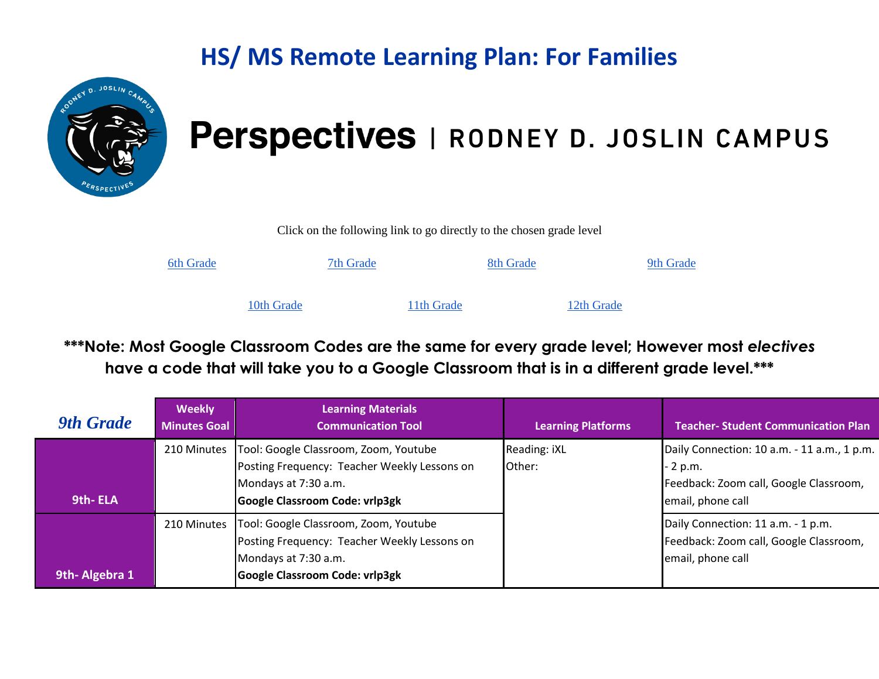# HS/ MS Remote Learning Plan: For Families

# Perspectives | RODNEY D. JOSLIN CAMPUS

Click on the following link to go directly to the chosen grade level

[6th Grade](#) [7th Grade](#) [8th Grade](#) [9th Grade](#)

[10th Grade](#) [11th Grade](#) [12th Grade](#)

**\*\*\*Note: Most Google Classroom Codes are the same for every grade level; However most *electives* have a code that will take you to a Google Classroom that is in a different grade level.\*\*\***

| *9th Grade* | Weekly Minutes Goal | Learning Materials Communication Tool | Learning Platforms | Teacher- Student Communication Plan |
|---|---|---|---|---|
| **9th- ELA** | 210 Minutes | Tool: Google Classroom, Zoom, Youtube<br>Posting Frequency: Teacher Weekly Lessons on Mondays at 7:30 a.m.<br>**Google Classroom Code: vrlp3gk** | Reading: iXL<br>Other: | Daily Connection: 10 a.m. - 11 a.m., 1 p.m. - 2 p.m.<br>Feedback: Zoom call, Google Classroom, email, phone call |
| **9th- Algebra 1** | 210 Minutes | Tool: Google Classroom, Zoom, Youtube<br>Posting Frequency: Teacher Weekly Lessons on Mondays at 7:30 a.m.<br>**Google Classroom Code: vrlp3gk** | | Daily Connection: 11 a.m. - 1 p.m.<br>Feedback: Zoom call, Google Classroom, email, phone call |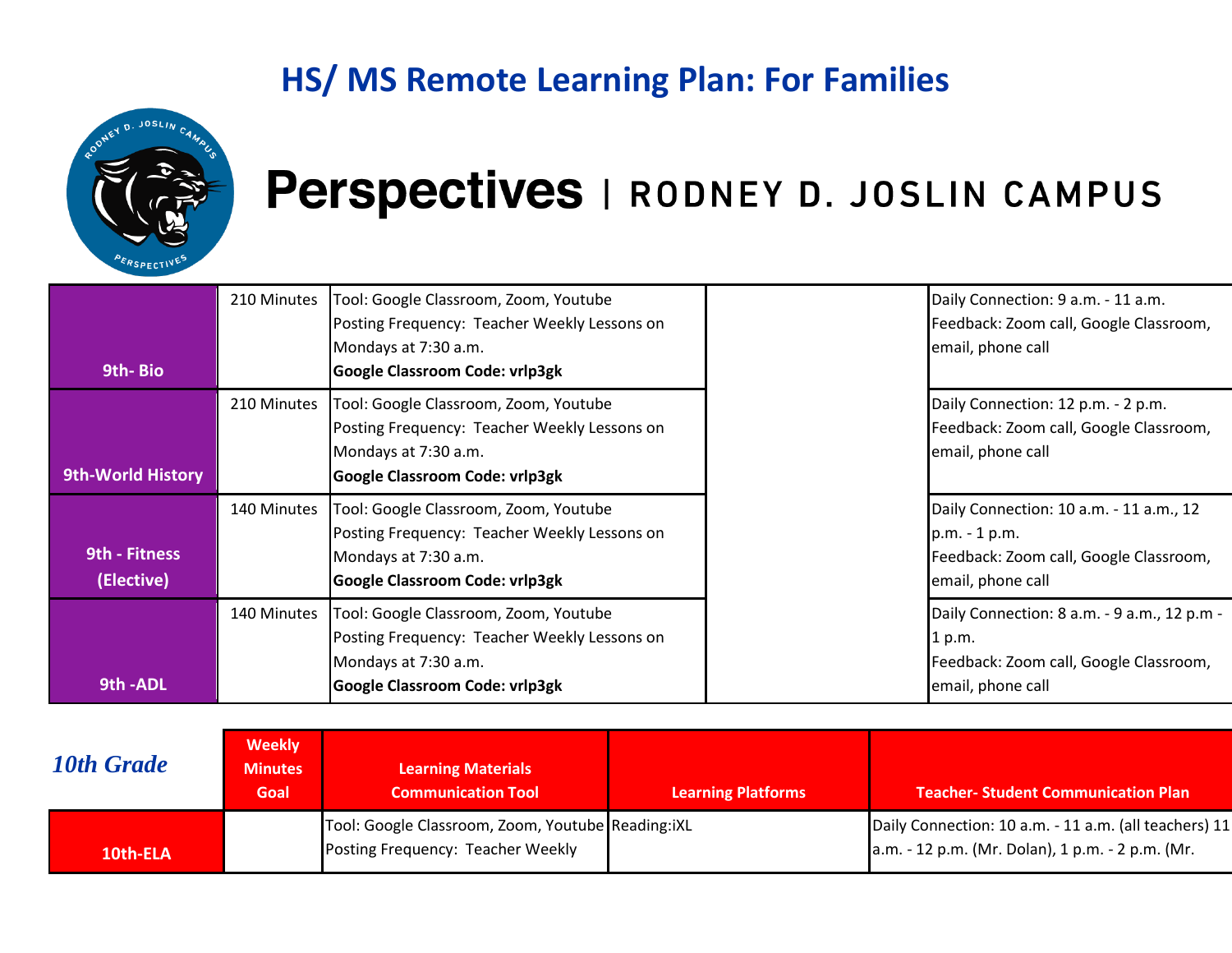## HS/ MS Remote Learning Plan: For Families

# Perspectives | RODNEY D. JOSLIN CAMPUS

| | | | | |
|---|---|---|---|---|
| **9th- Bio** | 210 Minutes | Tool: Google Classroom, Zoom, Youtube<br>Posting Frequency: Teacher Weekly Lessons on Mondays at 7:30 a.m.<br>**Google Classroom Code: vrlp3gk** | | Daily Connection: 9 a.m. - 11 a.m.<br>Feedback: Zoom call, Google Classroom, email, phone call |
| **9th-World History** | 210 Minutes | Tool: Google Classroom, Zoom, Youtube<br>Posting Frequency: Teacher Weekly Lessons on Mondays at 7:30 a.m.<br>**Google Classroom Code: vrlp3gk** | | Daily Connection: 12 p.m. - 2 p.m.<br>Feedback: Zoom call, Google Classroom, email, phone call |
| **9th - Fitness (Elective)** | 140 Minutes | Tool: Google Classroom, Zoom, Youtube<br>Posting Frequency: Teacher Weekly Lessons on Mondays at 7:30 a.m.<br>**Google Classroom Code: vrlp3gk** | | Daily Connection: 10 a.m. - 11 a.m., 12 p.m. - 1 p.m.<br>Feedback: Zoom call, Google Classroom, email, phone call |
| **9th -ADL** | 140 Minutes | Tool: Google Classroom, Zoom, Youtube<br>Posting Frequency: Teacher Weekly Lessons on Mondays at 7:30 a.m.<br>**Google Classroom Code: vrlp3gk** | | Daily Connection: 8 a.m. - 9 a.m., 12 p.m - 1 p.m.<br>Feedback: Zoom call, Google Classroom, email, phone call |

| ***10th Grade*** | **Weekly Minutes Goal** | **Learning Materials Communication Tool** | **Learning Platforms** | **Teacher- Student Communication Plan** |
|---|---|---|---|---|
| **10th-ELA** | | Tool: Google Classroom, Zoom, Youtube<br>Posting Frequency: Teacher Weekly | Reading:iXL | Daily Connection: 10 a.m. - 11 a.m. (all teachers) 11 a.m. - 12 p.m. (Mr. Dolan), 1 p.m. - 2 p.m. (Mr. |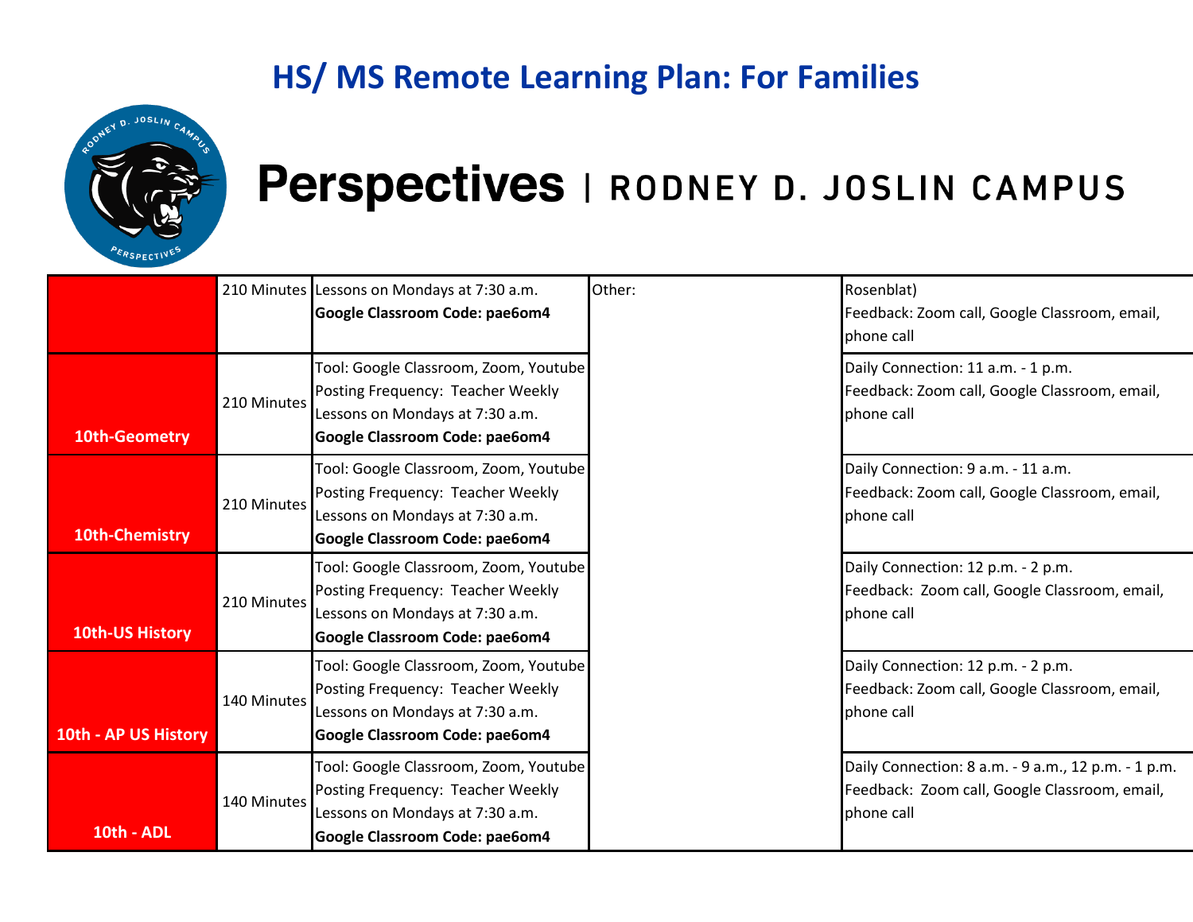## HS/ MS Remote Learning Plan: For Families

**Perspectives** | RODNEY D. JOSLIN CAMPUS

| | | | | |
|---|---|---|---|---|
| | 210 Minutes | Lessons on Mondays at 7:30 a.m.<br>**Google Classroom Code: pae6om4** | Other: | Rosenblat)<br>Feedback: Zoom call, Google Classroom, email, phone call |
| **10th-Geometry** | 210 Minutes | Tool: Google Classroom, Zoom, Youtube<br>Posting Frequency: Teacher Weekly<br>Lessons on Mondays at 7:30 a.m.<br>**Google Classroom Code: pae6om4** | | Daily Connection: 11 a.m. - 1 p.m.<br>Feedback: Zoom call, Google Classroom, email, phone call |
| **10th-Chemistry** | 210 Minutes | Tool: Google Classroom, Zoom, Youtube<br>Posting Frequency: Teacher Weekly<br>Lessons on Mondays at 7:30 a.m.<br>**Google Classroom Code: pae6om4** | | Daily Connection: 9 a.m. - 11 a.m.<br>Feedback: Zoom call, Google Classroom, email, phone call |
| **10th-US History** | 210 Minutes | Tool: Google Classroom, Zoom, Youtube<br>Posting Frequency: Teacher Weekly<br>Lessons on Mondays at 7:30 a.m.<br>**Google Classroom Code: pae6om4** | | Daily Connection: 12 p.m. - 2 p.m.<br>Feedback: Zoom call, Google Classroom, email, phone call |
| **10th - AP US History** | 140 Minutes | Tool: Google Classroom, Zoom, Youtube<br>Posting Frequency: Teacher Weekly<br>Lessons on Mondays at 7:30 a.m.<br>**Google Classroom Code: pae6om4** | | Daily Connection: 12 p.m. - 2 p.m.<br>Feedback: Zoom call, Google Classroom, email, phone call |
| **10th - ADL** | 140 Minutes | Tool: Google Classroom, Zoom, Youtube<br>Posting Frequency: Teacher Weekly<br>Lessons on Mondays at 7:30 a.m.<br>**Google Classroom Code: pae6om4** | | Daily Connection: 8 a.m. - 9 a.m., 12 p.m. - 1 p.m.<br>Feedback: Zoom call, Google Classroom, email, phone call |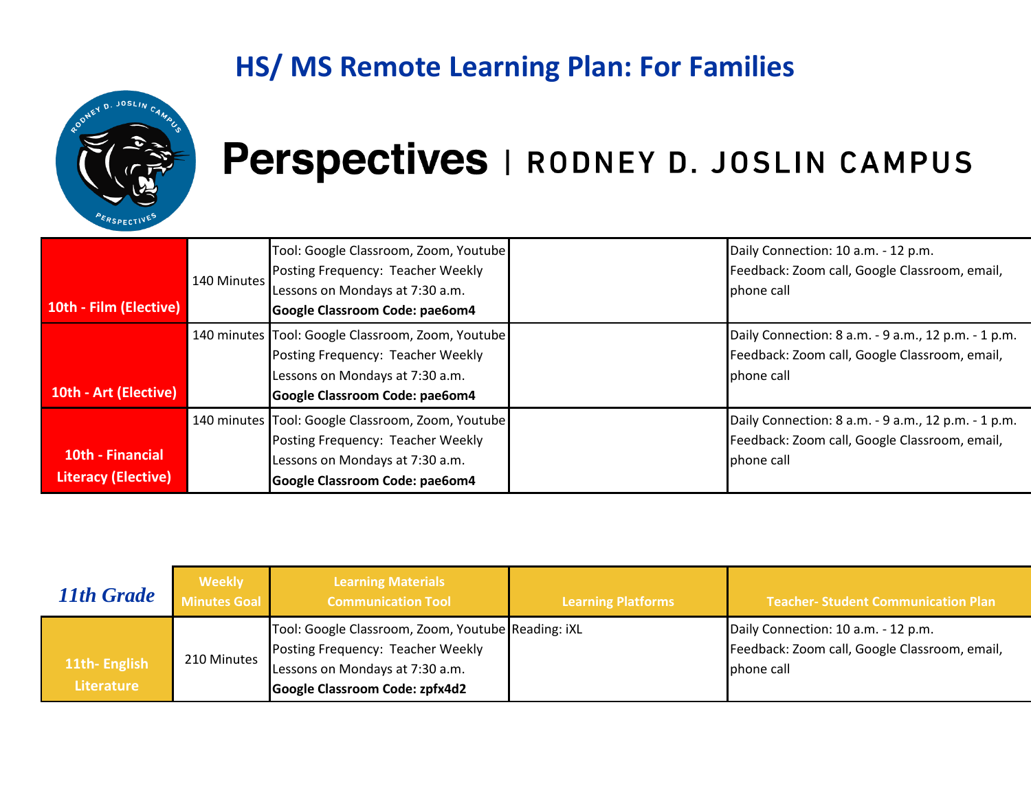# HS/ MS Remote Learning Plan: For Families

**Perspectives** | RODNEY D. JOSLIN CAMPUS

| | | | | |
|---|---|---|---|---|
| **10th - Film (Elective)** | 140 Minutes | Tool: Google Classroom, Zoom, Youtube<br>Posting Frequency: Teacher Weekly Lessons on Mondays at 7:30 a.m.<br>**Google Classroom Code: pae6om4** | | Daily Connection: 10 a.m. - 12 p.m.<br>Feedback: Zoom call, Google Classroom, email, phone call |
| **10th - Art (Elective)** | 140 minutes | Tool: Google Classroom, Zoom, Youtube<br>Posting Frequency: Teacher Weekly Lessons on Mondays at 7:30 a.m.<br>**Google Classroom Code: pae6om4** | | Daily Connection: 8 a.m. - 9 a.m., 12 p.m. - 1 p.m.<br>Feedback: Zoom call, Google Classroom, email, phone call |
| **10th - Financial Literacy (Elective)** | 140 minutes | Tool: Google Classroom, Zoom, Youtube<br>Posting Frequency: Teacher Weekly Lessons on Mondays at 7:30 a.m.<br>**Google Classroom Code: pae6om4** | | Daily Connection: 8 a.m. - 9 a.m., 12 p.m. - 1 p.m.<br>Feedback: Zoom call, Google Classroom, email, phone call |

| ***11th Grade*** | **Weekly Minutes Goal** | **Learning Materials Communication Tool** | **Learning Platforms** | **Teacher- Student Communication Plan** |
|---|---|---|---|---|
| **11th- English Literature** | 210 Minutes | Tool: Google Classroom, Zoom, Youtube<br>Posting Frequency: Teacher Weekly Lessons on Mondays at 7:30 a.m.<br>**Google Classroom Code: zpfx4d2** | Reading: iXL | Daily Connection: 10 a.m. - 12 p.m.<br>Feedback: Zoom call, Google Classroom, email, phone call |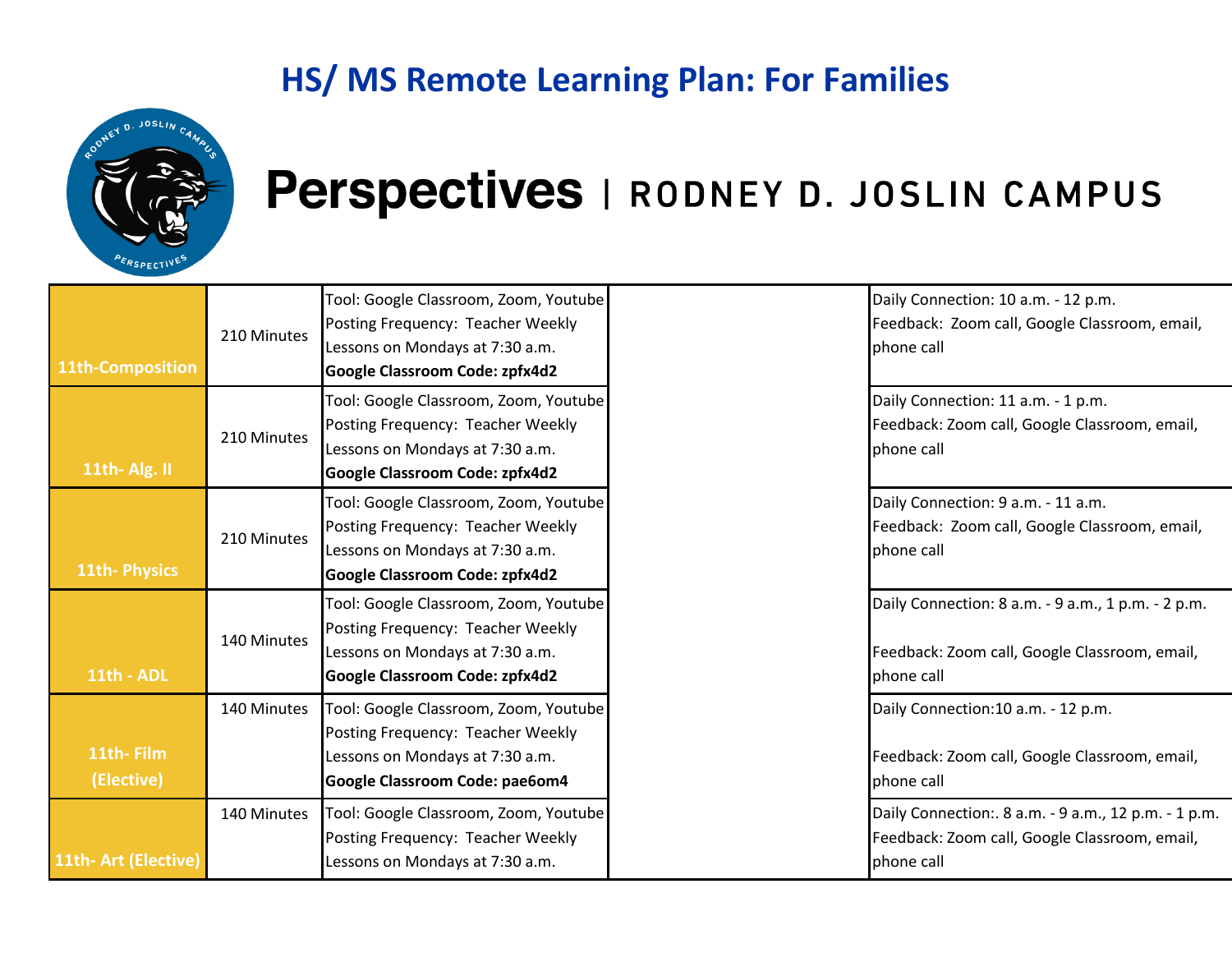# HS/ MS Remote Learning Plan: For Families

**Perspectives** | RODNEY D. JOSLIN CAMPUS

| | | | | |
|---|---|---|---|---|
| **11th-Composition** | 210 Minutes | Tool: Google Classroom, Zoom, Youtube<br>Posting Frequency: Teacher Weekly Lessons on Mondays at 7:30 a.m.<br>**Google Classroom Code: zpfx4d2** | | Daily Connection: 10 a.m. - 12 p.m.<br>Feedback: Zoom call, Google Classroom, email, phone call |
| **11th- Alg. II** | 210 Minutes | Tool: Google Classroom, Zoom, Youtube<br>Posting Frequency: Teacher Weekly Lessons on Mondays at 7:30 a.m.<br>**Google Classroom Code: zpfx4d2** | | Daily Connection: 11 a.m. - 1 p.m.<br>Feedback: Zoom call, Google Classroom, email, phone call |
| **11th- Physics** | 210 Minutes | Tool: Google Classroom, Zoom, Youtube<br>Posting Frequency: Teacher Weekly Lessons on Mondays at 7:30 a.m.<br>**Google Classroom Code: zpfx4d2** | | Daily Connection: 9 a.m. - 11 a.m.<br>Feedback: Zoom call, Google Classroom, email, phone call |
| **11th - ADL** | 140 Minutes | Tool: Google Classroom, Zoom, Youtube<br>Posting Frequency: Teacher Weekly Lessons on Mondays at 7:30 a.m.<br>**Google Classroom Code: zpfx4d2** | | Daily Connection: 8 a.m. - 9 a.m., 1 p.m. - 2 p.m.<br><br>Feedback: Zoom call, Google Classroom, email, phone call |
| **11th- Film (Elective)** | 140 Minutes | Tool: Google Classroom, Zoom, Youtube<br>Posting Frequency: Teacher Weekly Lessons on Mondays at 7:30 a.m.<br>**Google Classroom Code: pae6om4** | | Daily Connection:10 a.m. - 12 p.m.<br><br>Feedback: Zoom call, Google Classroom, email, phone call |
| **11th- Art (Elective)** | 140 Minutes | Tool: Google Classroom, Zoom, Youtube<br>Posting Frequency: Teacher Weekly Lessons on Mondays at 7:30 a.m. | | Daily Connection:. 8 a.m. - 9 a.m., 12 p.m. - 1 p.m.<br>Feedback: Zoom call, Google Classroom, email, phone call |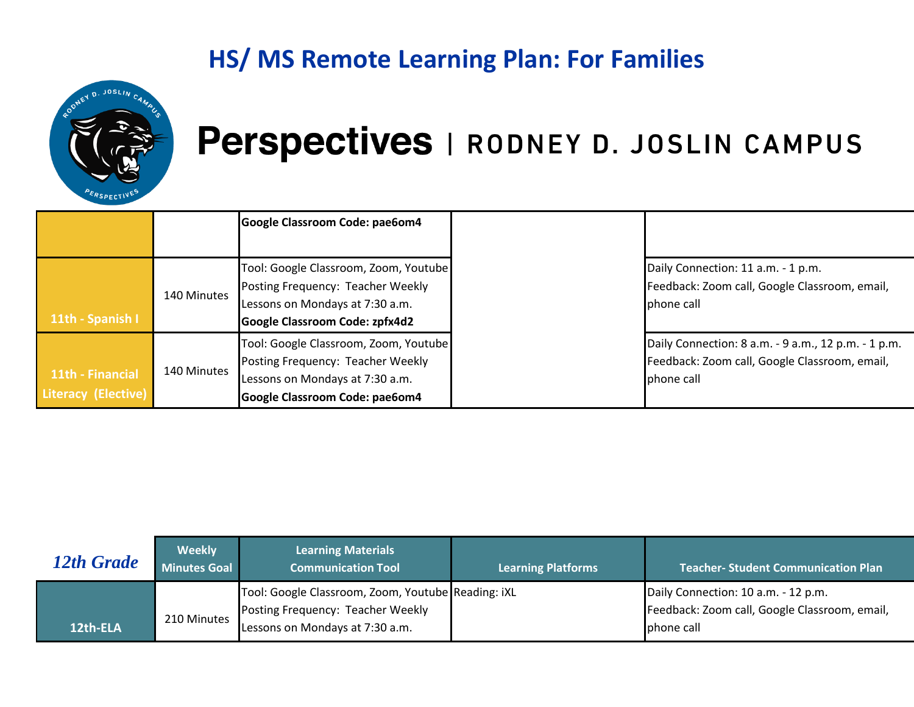# HS/ MS Remote Learning Plan: For Families

**Perspectives** | RODNEY D. JOSLIN CAMPUS

| | | | | |
|---|---|---|---|---|
| | | **Google Classroom Code: pae6om4** | | |
| 11th - Spanish I | 140 Minutes | Tool: Google Classroom, Zoom, Youtube<br>Posting Frequency: Teacher Weekly Lessons on Mondays at 7:30 a.m.<br>**Google Classroom Code: zpfx4d2** | | Daily Connection: 11 a.m. - 1 p.m.<br>Feedback: Zoom call, Google Classroom, email, phone call |
| 11th - Financial Literacy (Elective) | 140 Minutes | Tool: Google Classroom, Zoom, Youtube<br>Posting Frequency: Teacher Weekly Lessons on Mondays at 7:30 a.m.<br>**Google Classroom Code: pae6om4** | | Daily Connection: 8 a.m. - 9 a.m., 12 p.m. - 1 p.m.<br>Feedback: Zoom call, Google Classroom, email, phone call |

| *12th Grade* | Weekly Minutes Goal | Learning Materials Communication Tool | Learning Platforms | Teacher- Student Communication Plan |
|---|---|---|---|---|
| 12th-ELA | 210 Minutes | Tool: Google Classroom, Zoom, Youtube<br>Posting Frequency: Teacher Weekly Lessons on Mondays at 7:30 a.m. | Reading: iXL | Daily Connection: 10 a.m. - 12 p.m.<br>Feedback: Zoom call, Google Classroom, email, phone call |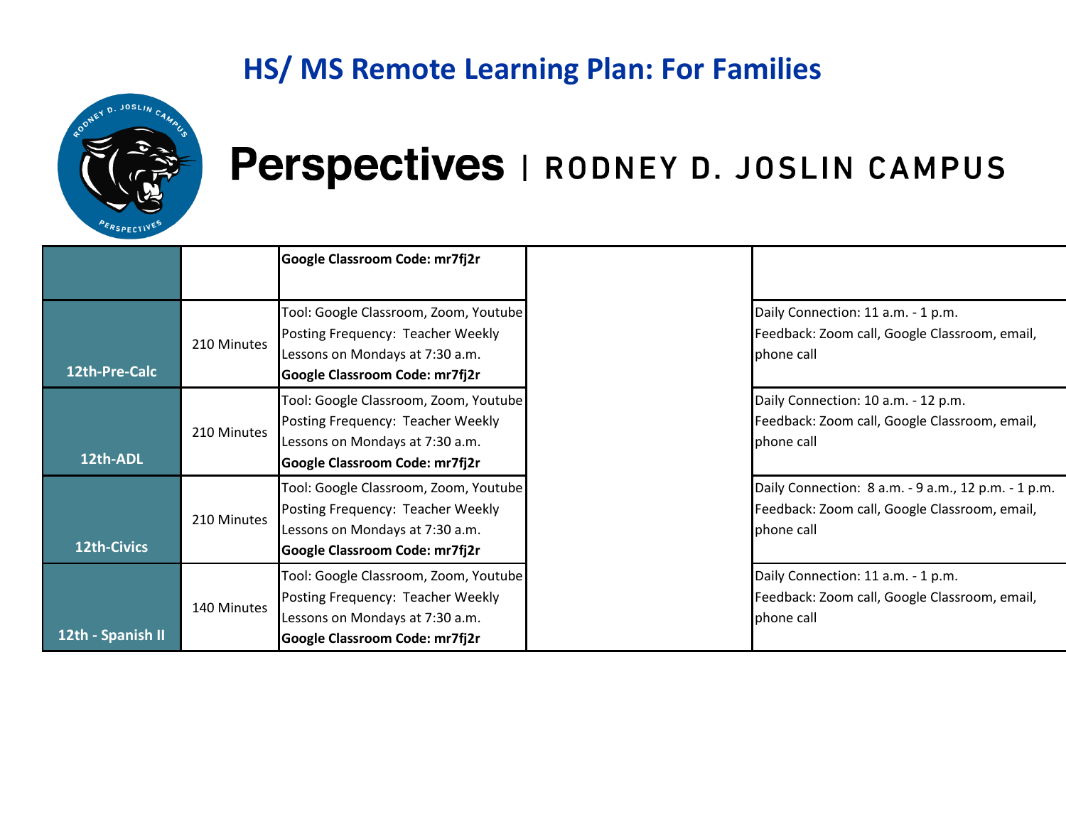# HS/ MS Remote Learning Plan: For Families

# Perspectives | RODNEY D. JOSLIN CAMPUS

| | | | | |
|---|---|---|---|---|
| | | **Google Classroom Code: mr7fj2r** | | |
| 12th-Pre-Calc | 210 Minutes | Tool: Google Classroom, Zoom, Youtube<br>Posting Frequency: Teacher Weekly Lessons on Mondays at 7:30 a.m.<br>**Google Classroom Code: mr7fj2r** | | Daily Connection: 11 a.m. - 1 p.m.<br>Feedback: Zoom call, Google Classroom, email, phone call |
| 12th-ADL | 210 Minutes | Tool: Google Classroom, Zoom, Youtube<br>Posting Frequency: Teacher Weekly Lessons on Mondays at 7:30 a.m.<br>**Google Classroom Code: mr7fj2r** | | Daily Connection: 10 a.m. - 12 p.m.<br>Feedback: Zoom call, Google Classroom, email, phone call |
| 12th-Civics | 210 Minutes | Tool: Google Classroom, Zoom, Youtube<br>Posting Frequency: Teacher Weekly Lessons on Mondays at 7:30 a.m.<br>**Google Classroom Code: mr7fj2r** | | Daily Connection: 8 a.m. - 9 a.m., 12 p.m. - 1 p.m.<br>Feedback: Zoom call, Google Classroom, email, phone call |
| 12th - Spanish II | 140 Minutes | Tool: Google Classroom, Zoom, Youtube<br>Posting Frequency: Teacher Weekly Lessons on Mondays at 7:30 a.m.<br>**Google Classroom Code: mr7fj2r** | | Daily Connection: 11 a.m. - 1 p.m.<br>Feedback: Zoom call, Google Classroom, email, phone call |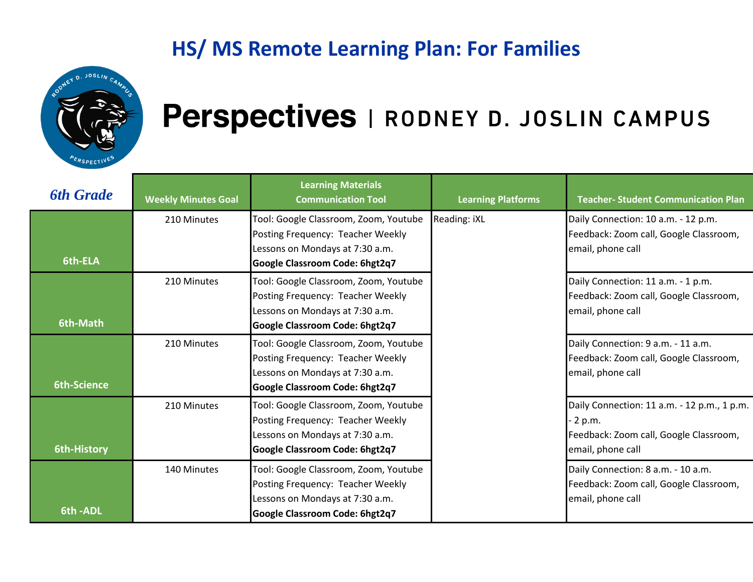# HS/ MS Remote Learning Plan: For Families

## Perspectives | RODNEY D. JOSLIN CAMPUS

| *6th Grade* | Weekly Minutes Goal | Learning Materials Communication Tool | Learning Platforms | Teacher- Student Communication Plan |
|---|---|---|---|---|
| **6th-ELA** | 210 Minutes | Tool: Google Classroom, Zoom, Youtube<br>Posting Frequency: Teacher Weekly Lessons on Mondays at 7:30 a.m.<br>**Google Classroom Code: 6hgt2q7** | Reading: iXL | Daily Connection: 10 a.m. - 12 p.m.<br>Feedback: Zoom call, Google Classroom, email, phone call |
| **6th-Math** | 210 Minutes | Tool: Google Classroom, Zoom, Youtube<br>Posting Frequency: Teacher Weekly Lessons on Mondays at 7:30 a.m.<br>**Google Classroom Code: 6hgt2q7** | | Daily Connection: 11 a.m. - 1 p.m.<br>Feedback: Zoom call, Google Classroom, email, phone call |
| **6th-Science** | 210 Minutes | Tool: Google Classroom, Zoom, Youtube<br>Posting Frequency: Teacher Weekly Lessons on Mondays at 7:30 a.m.<br>**Google Classroom Code: 6hgt2q7** | | Daily Connection: 9 a.m. - 11 a.m.<br>Feedback: Zoom call, Google Classroom, email, phone call |
| **6th-History** | 210 Minutes | Tool: Google Classroom, Zoom, Youtube<br>Posting Frequency: Teacher Weekly Lessons on Mondays at 7:30 a.m.<br>**Google Classroom Code: 6hgt2q7** | | Daily Connection: 11 a.m. - 12 p.m., 1 p.m. - 2 p.m.<br>Feedback: Zoom call, Google Classroom, email, phone call |
| **6th -ADL** | 140 Minutes | Tool: Google Classroom, Zoom, Youtube<br>Posting Frequency: Teacher Weekly Lessons on Mondays at 7:30 a.m.<br>**Google Classroom Code: 6hgt2q7** | | Daily Connection: 8 a.m. - 10 a.m.<br>Feedback: Zoom call, Google Classroom, email, phone call |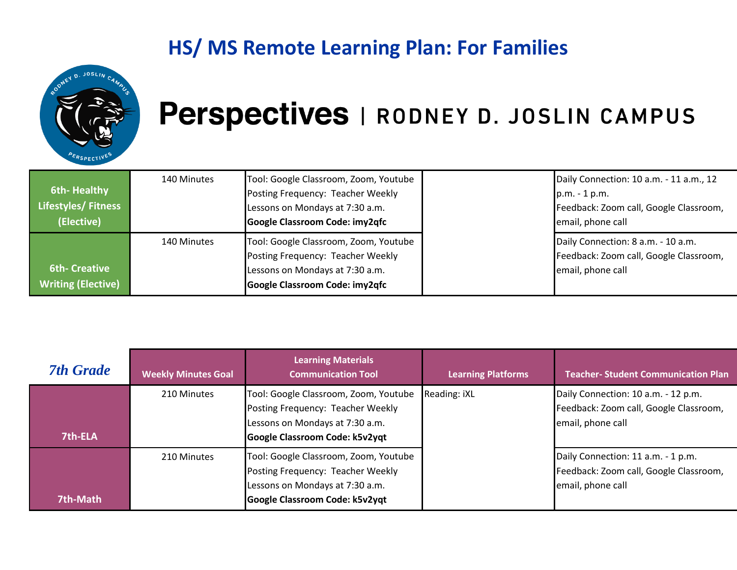## HS/ MS Remote Learning Plan: For Families

# Perspectives | RODNEY D. JOSLIN CAMPUS

| | | | | |
|---|---|---|---|---|
| **6th- Healthy Lifestyles/ Fitness (Elective)** | 140 Minutes | Tool: Google Classroom, Zoom, Youtube<br>Posting Frequency: Teacher Weekly Lessons on Mondays at 7:30 a.m.<br>**Google Classroom Code: imy2qfc** | | Daily Connection: 10 a.m. - 11 a.m., 12 p.m. - 1 p.m.<br>Feedback: Zoom call, Google Classroom, email, phone call |
| **6th- Creative Writing (Elective)** | 140 Minutes | Tool: Google Classroom, Zoom, Youtube<br>Posting Frequency: Teacher Weekly Lessons on Mondays at 7:30 a.m.<br>**Google Classroom Code: imy2qfc** | | Daily Connection: 8 a.m. - 10 a.m.<br>Feedback: Zoom call, Google Classroom, email, phone call |

| *7th Grade* | Weekly Minutes Goal | Learning Materials Communication Tool | Learning Platforms | Teacher- Student Communication Plan |
|---|---|---|---|---|
| **7th-ELA** | 210 Minutes | Tool: Google Classroom, Zoom, Youtube<br>Posting Frequency: Teacher Weekly Lessons on Mondays at 7:30 a.m.<br>**Google Classroom Code: k5v2yqt** | Reading: iXL | Daily Connection: 10 a.m. - 12 p.m.<br>Feedback: Zoom call, Google Classroom, email, phone call |
| **7th-Math** | 210 Minutes | Tool: Google Classroom, Zoom, Youtube<br>Posting Frequency: Teacher Weekly Lessons on Mondays at 7:30 a.m.<br>**Google Classroom Code: k5v2yqt** | | Daily Connection: 11 a.m. - 1 p.m.<br>Feedback: Zoom call, Google Classroom, email, phone call |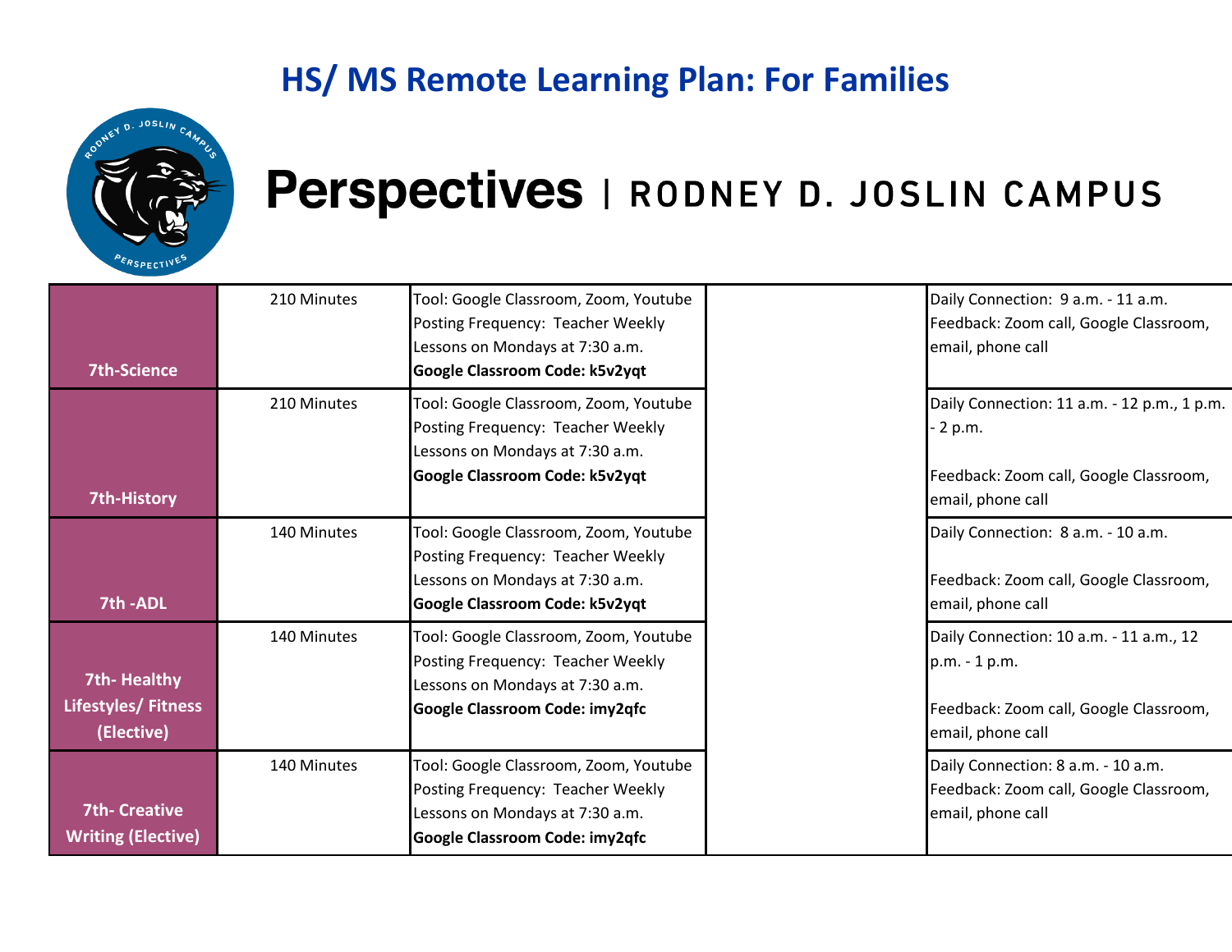## HS/ MS Remote Learning Plan: For Families

# Perspectives | RODNEY D. JOSLIN CAMPUS

| | | | | |
|---|---|---|---|---|
| **7th-Science** | 210 Minutes | Tool: Google Classroom, Zoom, Youtube<br>Posting Frequency: Teacher Weekly Lessons on Mondays at 7:30 a.m.<br>**Google Classroom Code: k5v2yqt** | | Daily Connection: 9 a.m. - 11 a.m.<br>Feedback: Zoom call, Google Classroom, email, phone call |
| **7th-History** | 210 Minutes | Tool: Google Classroom, Zoom, Youtube<br>Posting Frequency: Teacher Weekly Lessons on Mondays at 7:30 a.m.<br>**Google Classroom Code: k5v2yqt** | | Daily Connection: 11 a.m. - 12 p.m., 1 p.m. - 2 p.m.<br><br>Feedback: Zoom call, Google Classroom, email, phone call |
| **7th -ADL** | 140 Minutes | Tool: Google Classroom, Zoom, Youtube<br>Posting Frequency: Teacher Weekly Lessons on Mondays at 7:30 a.m.<br>**Google Classroom Code: k5v2yqt** | | Daily Connection: 8 a.m. - 10 a.m.<br><br>Feedback: Zoom call, Google Classroom, email, phone call |
| **7th- Healthy Lifestyles/ Fitness (Elective)** | 140 Minutes | Tool: Google Classroom, Zoom, Youtube<br>Posting Frequency: Teacher Weekly Lessons on Mondays at 7:30 a.m.<br>**Google Classroom Code: imy2qfc** | | Daily Connection: 10 a.m. - 11 a.m., 12 p.m. - 1 p.m.<br><br>Feedback: Zoom call, Google Classroom, email, phone call |
| **7th- Creative Writing (Elective)** | 140 Minutes | Tool: Google Classroom, Zoom, Youtube<br>Posting Frequency: Teacher Weekly Lessons on Mondays at 7:30 a.m.<br>**Google Classroom Code: imy2qfc** | | Daily Connection: 8 a.m. - 10 a.m.<br>Feedback: Zoom call, Google Classroom, email, phone call |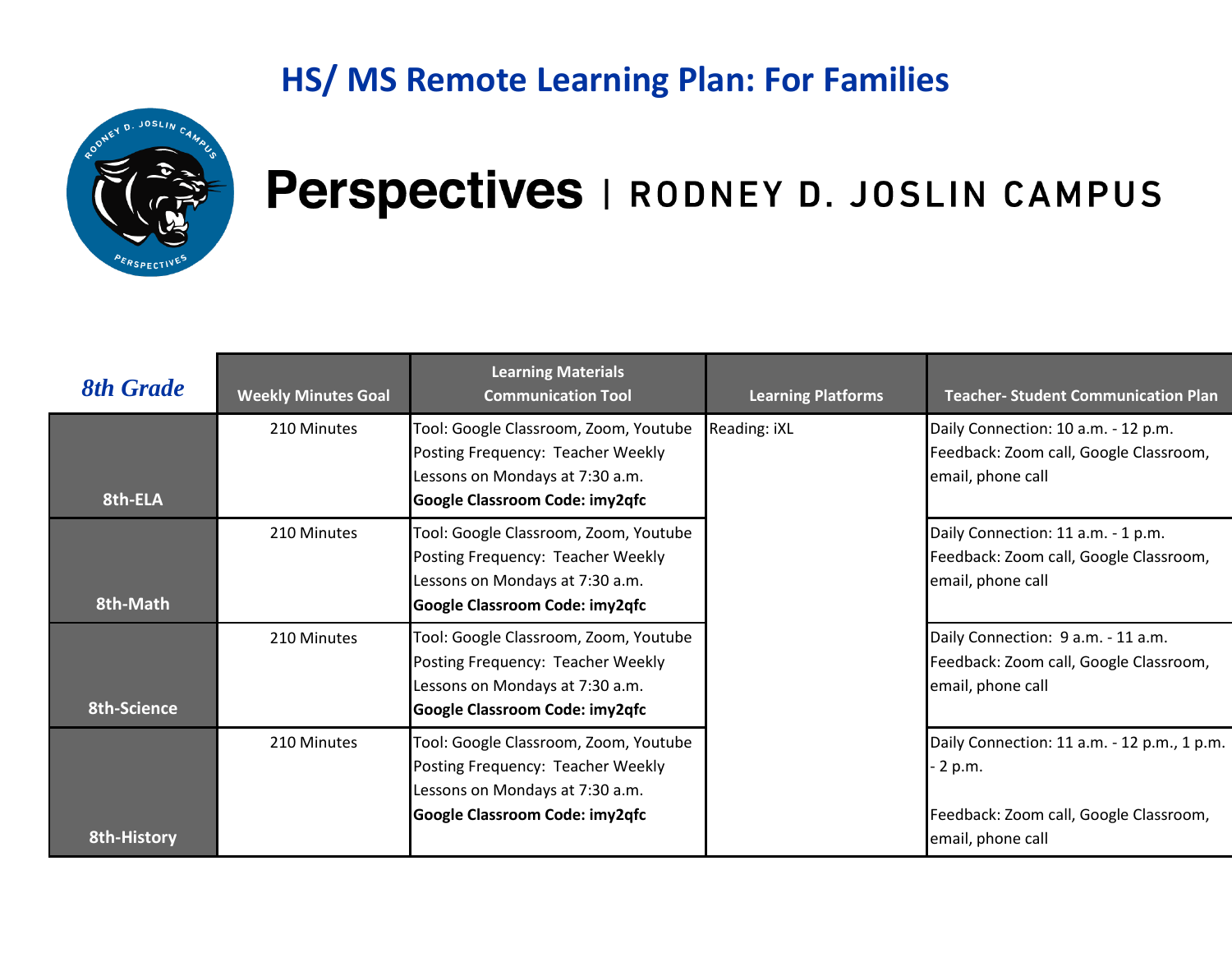# HS/ MS Remote Learning Plan: For Families

## Perspectives | RODNEY D. JOSLIN CAMPUS

| *8th Grade* | Weekly Minutes Goal | Learning Materials Communication Tool | Learning Platforms | Teacher- Student Communication Plan |
|---|---|---|---|---|
| 8th-ELA | 210 Minutes | Tool: Google Classroom, Zoom, Youtube<br>Posting Frequency: Teacher Weekly Lessons on Mondays at 7:30 a.m.<br>**Google Classroom Code: imy2qfc** | Reading: iXL | Daily Connection: 10 a.m. - 12 p.m.<br>Feedback: Zoom call, Google Classroom, email, phone call |
| 8th-Math | 210 Minutes | Tool: Google Classroom, Zoom, Youtube<br>Posting Frequency: Teacher Weekly Lessons on Mondays at 7:30 a.m.<br>**Google Classroom Code: imy2qfc** | | Daily Connection: 11 a.m. - 1 p.m.<br>Feedback: Zoom call, Google Classroom, email, phone call |
| 8th-Science | 210 Minutes | Tool: Google Classroom, Zoom, Youtube<br>Posting Frequency: Teacher Weekly Lessons on Mondays at 7:30 a.m.<br>**Google Classroom Code: imy2qfc** | | Daily Connection: 9 a.m. - 11 a.m.<br>Feedback: Zoom call, Google Classroom, email, phone call |
| 8th-History | 210 Minutes | Tool: Google Classroom, Zoom, Youtube<br>Posting Frequency: Teacher Weekly Lessons on Mondays at 7:30 a.m.<br>**Google Classroom Code: imy2qfc** | | Daily Connection: 11 a.m. - 12 p.m., 1 p.m. - 2 p.m.<br><br>Feedback: Zoom call, Google Classroom, email, phone call |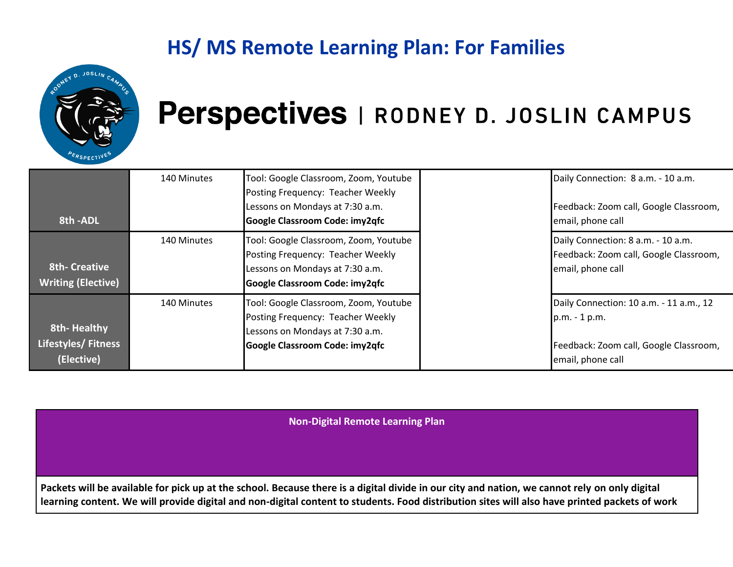## HS/ MS Remote Learning Plan: For Families

# Perspectives | RODNEY D. JOSLIN CAMPUS

| | | | | |
|---|---|---|---|---|
| **8th -ADL** | 140 Minutes | Tool: Google Classroom, Zoom, Youtube<br>Posting Frequency: Teacher Weekly Lessons on Mondays at 7:30 a.m.<br>**Google Classroom Code: imy2qfc** | | Daily Connection: 8 a.m. - 10 a.m.<br><br>Feedback: Zoom call, Google Classroom, email, phone call |
| **8th- Creative Writing (Elective)** | 140 Minutes | Tool: Google Classroom, Zoom, Youtube<br>Posting Frequency: Teacher Weekly Lessons on Mondays at 7:30 a.m.<br>**Google Classroom Code: imy2qfc** | | Daily Connection: 8 a.m. - 10 a.m.<br>Feedback: Zoom call, Google Classroom, email, phone call |
| **8th- Healthy Lifestyles/ Fitness (Elective)** | 140 Minutes | Tool: Google Classroom, Zoom, Youtube<br>Posting Frequency: Teacher Weekly Lessons on Mondays at 7:30 a.m.<br>**Google Classroom Code: imy2qfc** | | Daily Connection: 10 a.m. - 11 a.m., 12 p.m. - 1 p.m.<br><br>Feedback: Zoom call, Google Classroom, email, phone call |

| **Non-Digital Remote Learning Plan** |
|---|
| **Packets will be available for pick up at the school. Because there is a digital divide in our city and nation, we cannot rely on only digital learning content. We will provide digital and non-digital content to students. Food distribution sites will also have printed packets of work** |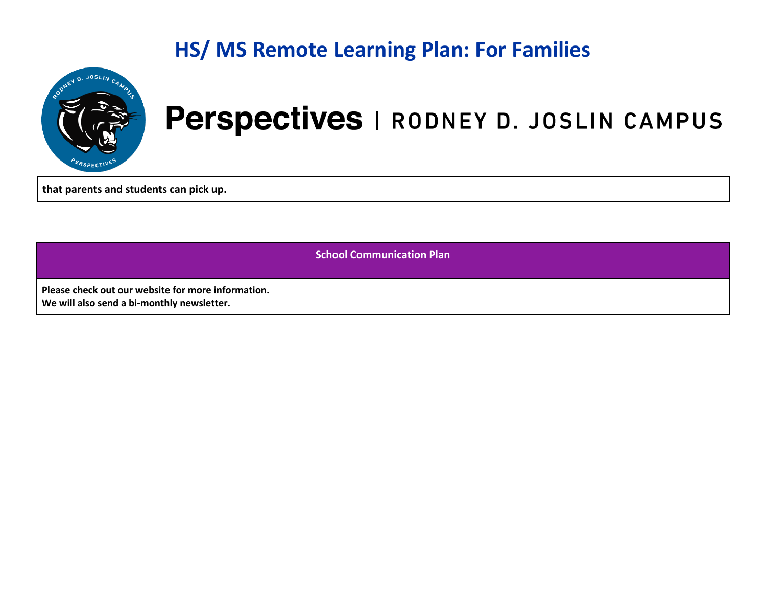# HS/ MS Remote Learning Plan: For Families

**Perspectives** | RODNEY D. JOSLIN CAMPUS

**that parents and students can pick up.**

| School Communication Plan |
|---|
| **Please check out our website for more information.**<br>**We will also send a bi-monthly newsletter.** |